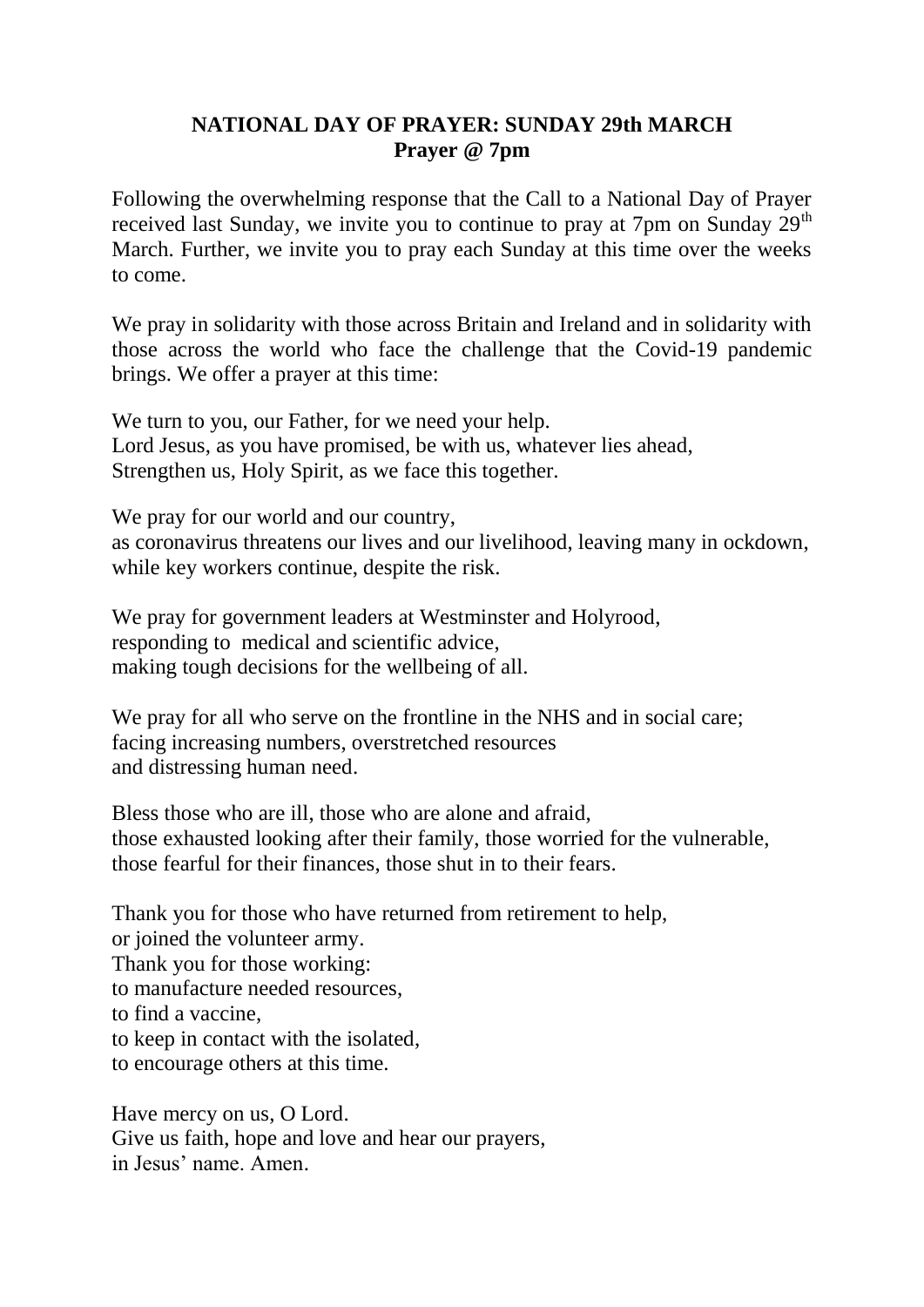**NATIONAL DAY OF PRAYER: SUNDAY 29th MARCH**
**Prayer @ 7pm**

Following the overwhelming response that the Call to a National Day of Prayer received last Sunday, we invite you to continue to pray at 7pm on Sunday 29th March. Further, we invite you to pray each Sunday at this time over the weeks to come.

We pray in solidarity with those across Britain and Ireland and in solidarity with those across the world who face the challenge that the Covid-19 pandemic brings. We offer a prayer at this time:

We turn to you, our Father, for we need your help.
Lord Jesus, as you have promised, be with us, whatever lies ahead,
Strengthen us, Holy Spirit, as we face this together.

We pray for our world and our country,
as coronavirus threatens our lives and our livelihood, leaving many in ockdown,
while key workers continue, despite the risk.

We pray for government leaders at Westminster and Holyrood,
responding to medical and scientific advice,
making tough decisions for the wellbeing of all.

We pray for all who serve on the frontline in the NHS and in social care;
facing increasing numbers, overstretched resources
and distressing human need.

Bless those who are ill, those who are alone and afraid,
those exhausted looking after their family, those worried for the vulnerable,
those fearful for their finances, those shut in to their fears.

Thank you for those who have returned from retirement to help,
or joined the volunteer army.
Thank you for those working:
to manufacture needed resources,
to find a vaccine,
to keep in contact with the isolated,
to encourage others at this time.

Have mercy on us, O Lord.
Give us faith, hope and love and hear our prayers,
in Jesus' name. Amen.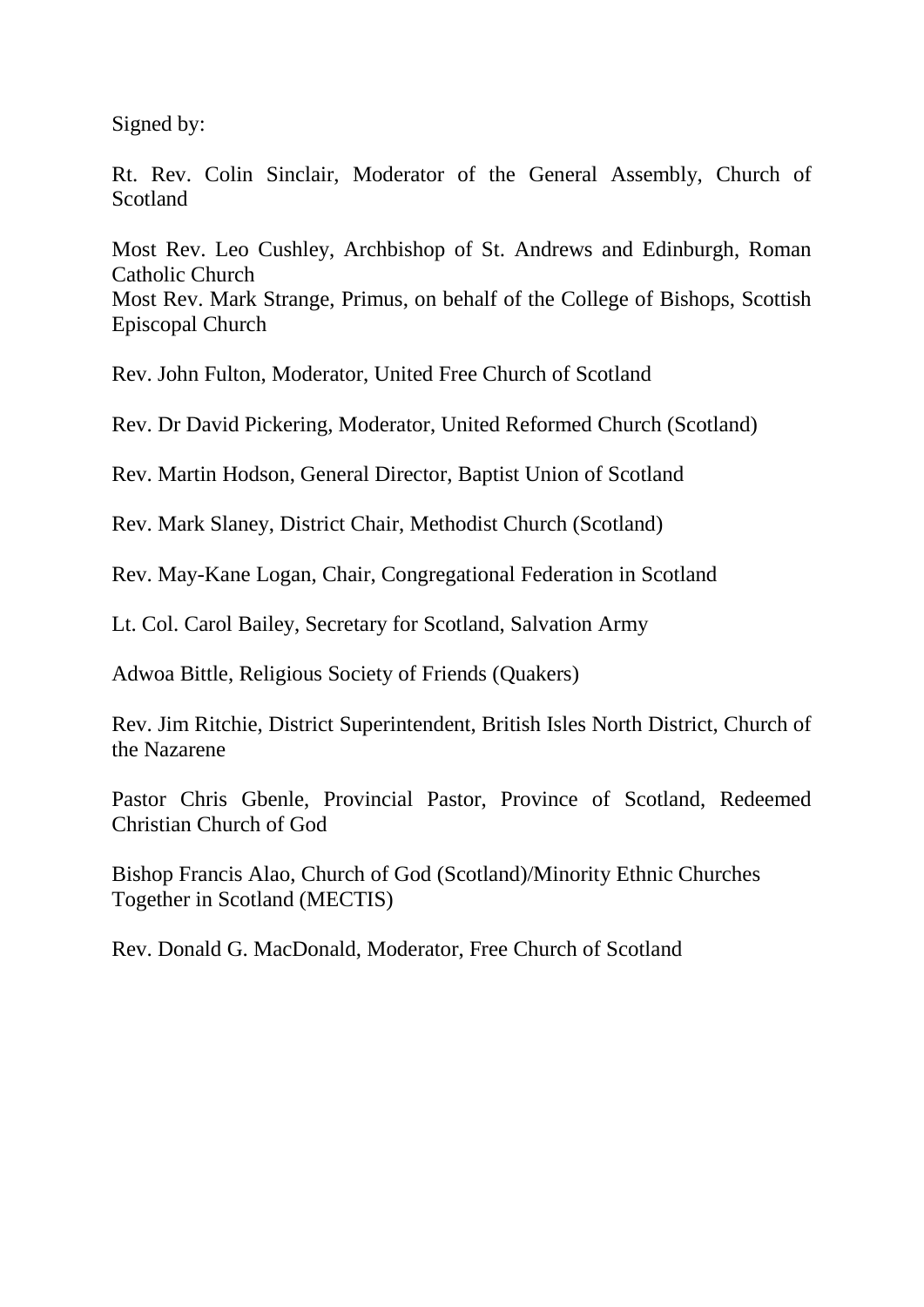Signed by:

Rt. Rev. Colin Sinclair, Moderator of the General Assembly, Church of Scotland

Most Rev. Leo Cushley, Archbishop of St. Andrews and Edinburgh, Roman Catholic Church
Most Rev. Mark Strange, Primus, on behalf of the College of Bishops, Scottish Episcopal Church

Rev. John Fulton, Moderator, United Free Church of Scotland

Rev. Dr David Pickering, Moderator, United Reformed Church (Scotland)

Rev. Martin Hodson, General Director, Baptist Union of Scotland

Rev. Mark Slaney, District Chair, Methodist Church (Scotland)

Rev. May-Kane Logan, Chair, Congregational Federation in Scotland

Lt. Col. Carol Bailey, Secretary for Scotland, Salvation Army

Adwoa Bittle, Religious Society of Friends (Quakers)

Rev. Jim Ritchie, District Superintendent, British Isles North District, Church of the Nazarene

Pastor Chris Gbenle, Provincial Pastor, Province of Scotland, Redeemed Christian Church of God

Bishop Francis Alao, Church of God (Scotland)/Minority Ethnic Churches Together in Scotland (MECTIS)

Rev. Donald G. MacDonald, Moderator, Free Church of Scotland